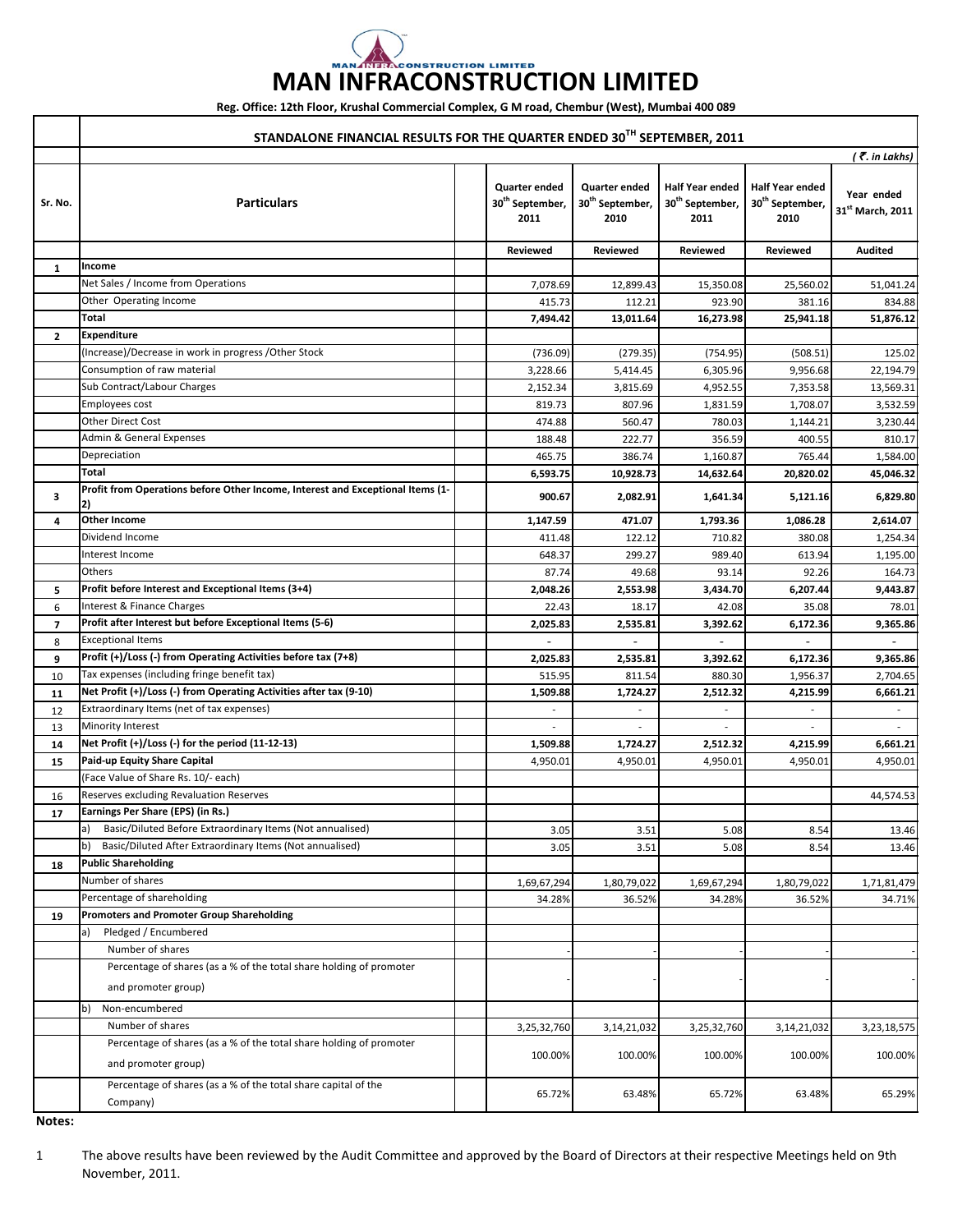# MAN INFRACONSTRUCTION LIMITED

Reg. Office: 12th Floor, Krushal Commercial Complex, G M road, Chembur (West), Mumbai 400 089

## STANDALONE FINANCIAL RESULTS FOR THE QUARTER ENDED 30TH SEPTEMBER, 2011

(₹. in Lakhs)

| Sr. No. | Particulars | Quarter ended 30th September, 2011 | Quarter ended 30th September, 2010 | Half Year ended 30th September, 2011 | Half Year ended 30th September, 2010 | Year ended 31st March, 2011 |
|---|---|---|---|---|---|---|
| | | Reviewed | Reviewed | Reviewed | Reviewed | Audited |
| 1 | **Income** | | | | | |
| | Net Sales / Income from Operations | 7,078.69 | 12,899.43 | 15,350.08 | 25,560.02 | 51,041.24 |
| | Other Operating Income | 415.73 | 112.21 | 923.90 | 381.16 | 834.88 |
| | **Total** | **7,494.42** | **13,011.64** | **16,273.98** | **25,941.18** | **51,876.12** |
| 2 | **Expenditure** | | | | | |
| | (Increase)/Decrease in work in progress /Other Stock | (736.09) | (279.35) | (754.95) | (508.51) | 125.02 |
| | Consumption of raw material | 3,228.66 | 5,414.45 | 6,305.96 | 9,956.68 | 22,194.79 |
| | Sub Contract/Labour Charges | 2,152.34 | 3,815.69 | 4,952.55 | 7,353.58 | 13,569.31 |
| | Employees cost | 819.73 | 807.96 | 1,831.59 | 1,708.07 | 3,532.59 |
| | Other Direct Cost | 474.88 | 560.47 | 780.03 | 1,144.21 | 3,230.44 |
| | Admin & General Expenses | 188.48 | 222.77 | 356.59 | 400.55 | 810.17 |
| | Depreciation | 465.75 | 386.74 | 1,160.87 | 765.44 | 1,584.00 |
| | **Total** | **6,593.75** | **10,928.73** | **14,632.64** | **20,820.02** | **45,046.32** |
| 3 | **Profit from Operations before Other Income, Interest and Exceptional Items (1-2)** | **900.67** | **2,082.91** | **1,641.34** | **5,121.16** | **6,829.80** |
| 4 | **Other Income** | **1,147.59** | **471.07** | **1,793.36** | **1,086.28** | **2,614.07** |
| | Dividend Income | 411.48 | 122.12 | 710.82 | 380.08 | 1,254.34 |
| | Interest Income | 648.37 | 299.27 | 989.40 | 613.94 | 1,195.00 |
| | Others | 87.74 | 49.68 | 93.14 | 92.26 | 164.73 |
| 5 | **Profit before Interest and Exceptional Items (3+4)** | **2,048.26** | **2,553.98** | **3,434.70** | **6,207.44** | **9,443.87** |
| 6 | Interest & Finance Charges | 22.43 | 18.17 | 42.08 | 35.08 | 78.01 |
| 7 | **Profit after Interest but before Exceptional Items (5-6)** | **2,025.83** | **2,535.81** | **3,392.62** | **6,172.36** | **9,365.86** |
| 8 | Exceptional Items | - | - | - | - | - |
| 9 | **Profit (+)/Loss (-) from Operating Activities before tax (7+8)** | **2,025.83** | **2,535.81** | **3,392.62** | **6,172.36** | **9,365.86** |
| 10 | Tax expenses (including fringe benefit tax) | 515.95 | 811.54 | 880.30 | 1,956.37 | 2,704.65 |
| 11 | **Net Profit (+)/Loss (-) from Operating Activities after tax (9-10)** | **1,509.88** | **1,724.27** | **2,512.32** | **4,215.99** | **6,661.21** |
| 12 | Extraordinary Items (net of tax expenses) | - | - | - | - | - |
| 13 | Minority Interest | - | - | - | - | - |
| 14 | **Net Profit (+)/Loss (-) for the period (11-12-13)** | **1,509.88** | **1,724.27** | **2,512.32** | **4,215.99** | **6,661.21** |
| 15 | **Paid-up Equity Share Capital** | 4,950.01 | 4,950.01 | 4,950.01 | 4,950.01 | 4,950.01 |
| | (Face Value of Share Rs. 10/- each) | | | | | |
| 16 | Reserves excluding Revaluation Reserves | | | | | 44,574.53 |
| 17 | **Earnings Per Share (EPS) (in Rs.)** | | | | | |
| | a) Basic/Diluted Before Extraordinary Items (Not annualised) | 3.05 | 3.51 | 5.08 | 8.54 | 13.46 |
| | b) Basic/Diluted After Extraordinary Items (Not annualised) | 3.05 | 3.51 | 5.08 | 8.54 | 13.46 |
| 18 | **Public Shareholding** | | | | | |
| | Number of shares | 1,69,67,294 | 1,80,79,022 | 1,69,67,294 | 1,80,79,022 | 1,71,81,479 |
| | Percentage of shareholding | 34.28% | 36.52% | 34.28% | 36.52% | 34.71% |
| 19 | **Promoters and Promoter Group Shareholding** | | | | | |
| | a) Pledged / Encumbered | | | | | |
| | Number of shares | - | - | - | - | - |
| | Percentage of shares (as a % of the total share holding of promoter and promoter group) | - | - | - | - | - |
| | b) Non-encumbered | | | | | |
| | Number of shares | 3,25,32,760 | 3,14,21,032 | 3,25,32,760 | 3,14,21,032 | 3,23,18,575 |
| | Percentage of shares (as a % of the total share holding of promoter and promoter group) | 100.00% | 100.00% | 100.00% | 100.00% | 100.00% |
| | Percentage of shares (as a % of the total share capital of the Company) | 65.72% | 63.48% | 65.72% | 63.48% | 65.29% |

**Notes:**

1. The above results have been reviewed by the Audit Committee and approved by the Board of Directors at their respective Meetings held on 9th November, 2011.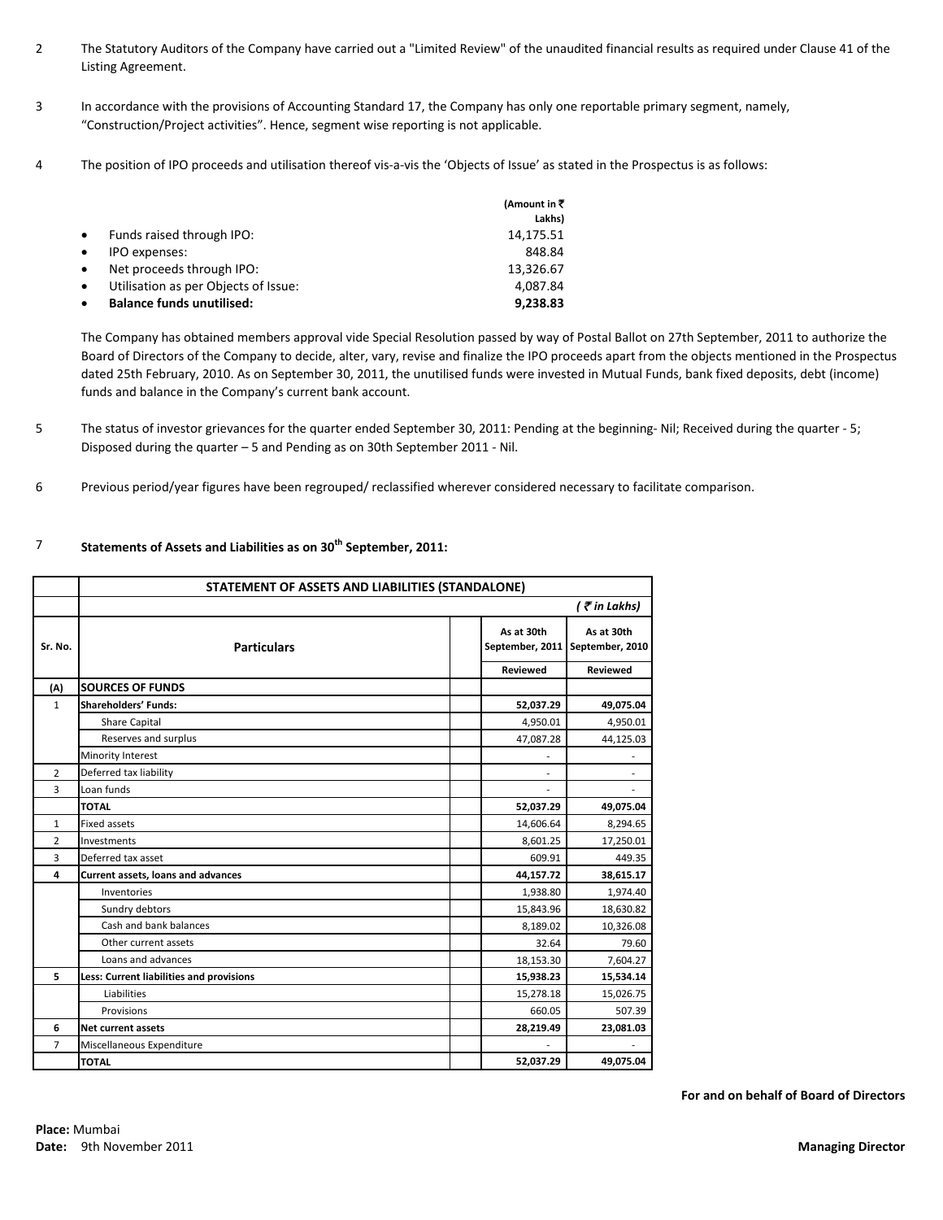2 The Statutory Auditors of the Company have carried out a "Limited Review" of the unaudited financial results as required under Clause 41 of the Listing Agreement.

3 In accordance with the provisions of Accounting Standard 17, the Company has only one reportable primary segment, namely, “Construction/Project activities”. Hence, segment wise reporting is not applicable.

4 The position of IPO proceeds and utilisation thereof vis-a-vis the ‘Objects of Issue’ as stated in the Prospectus is as follows:

| | (Amount in ₹ Lakhs) |
|---|---|
| • Funds raised through IPO: | 14,175.51 |
| • IPO expenses: | 848.84 |
| • Net proceeds through IPO: | 13,326.67 |
| • Utilisation as per Objects of Issue: | 4,087.84 |
| • **Balance funds unutilised:** | **9,238.83** |

The Company has obtained members approval vide Special Resolution passed by way of Postal Ballot on 27th September, 2011 to authorize the Board of Directors of the Company to decide, alter, vary, revise and finalize the IPO proceeds apart from the objects mentioned in the Prospectus dated 25th February, 2010. As on September 30, 2011, the unutilised funds were invested in Mutual Funds, bank fixed deposits, debt (income) funds and balance in the Company’s current bank account.

5 The status of investor grievances for the quarter ended September 30, 2011: Pending at the beginning- Nil; Received during the quarter - 5; Disposed during the quarter – 5 and Pending as on 30th September 2011 - Nil.

6 Previous period/year figures have been regrouped/ reclassified wherever considered necessary to facilitate comparison.

7 **Statements of Assets and Liabilities as on 30th September, 2011:**

| | STATEMENT OF ASSETS AND LIABILITIES (STANDALONE) | | | |
|---|---|---|---|---|
| | | | | *(₹ in Lakhs)* |
| **Sr. No.** | **Particulars** | | **As at 30th September, 2011** | **As at 30th September, 2010** |
| | | | **Reviewed** | **Reviewed** |
| **(A)** | **SOURCES OF FUNDS** | | | |
| 1 | **Shareholders' Funds:** | | **52,037.29** | **49,075.04** |
| | Share Capital | | 4,950.01 | 4,950.01 |
| | Reserves and surplus | | 47,087.28 | 44,125.03 |
| | Minority Interest | | - | - |
| 2 | Deferred tax liability | | - | - |
| 3 | Loan funds | | - | - |
| | **TOTAL** | | **52,037.29** | **49,075.04** |
| 1 | Fixed assets | | 14,606.64 | 8,294.65 |
| 2 | Investments | | 8,601.25 | 17,250.01 |
| 3 | Deferred tax asset | | 609.91 | 449.35 |
| **4** | **Current assets, loans and advances** | | **44,157.72** | **38,615.17** |
| | Inventories | | 1,938.80 | 1,974.40 |
| | Sundry debtors | | 15,843.96 | 18,630.82 |
| | Cash and bank balances | | 8,189.02 | 10,326.08 |
| | Other current assets | | 32.64 | 79.60 |
| | Loans and advances | | 18,153.30 | 7,604.27 |
| **5** | **Less: Current liabilities and provisions** | | **15,938.23** | **15,534.14** |
| | Liabilities | | 15,278.18 | 15,026.75 |
| | Provisions | | 660.05 | 507.39 |
| **6** | **Net current assets** | | **28,219.49** | **23,081.03** |
| 7 | Miscellaneous Expenditure | | - | - |
| | **TOTAL** | | **52,037.29** | **49,075.04** |

**For and on behalf of Board of Directors**

**Place:** Mumbai
**Date:** 9th November 2011

**Managing Director**